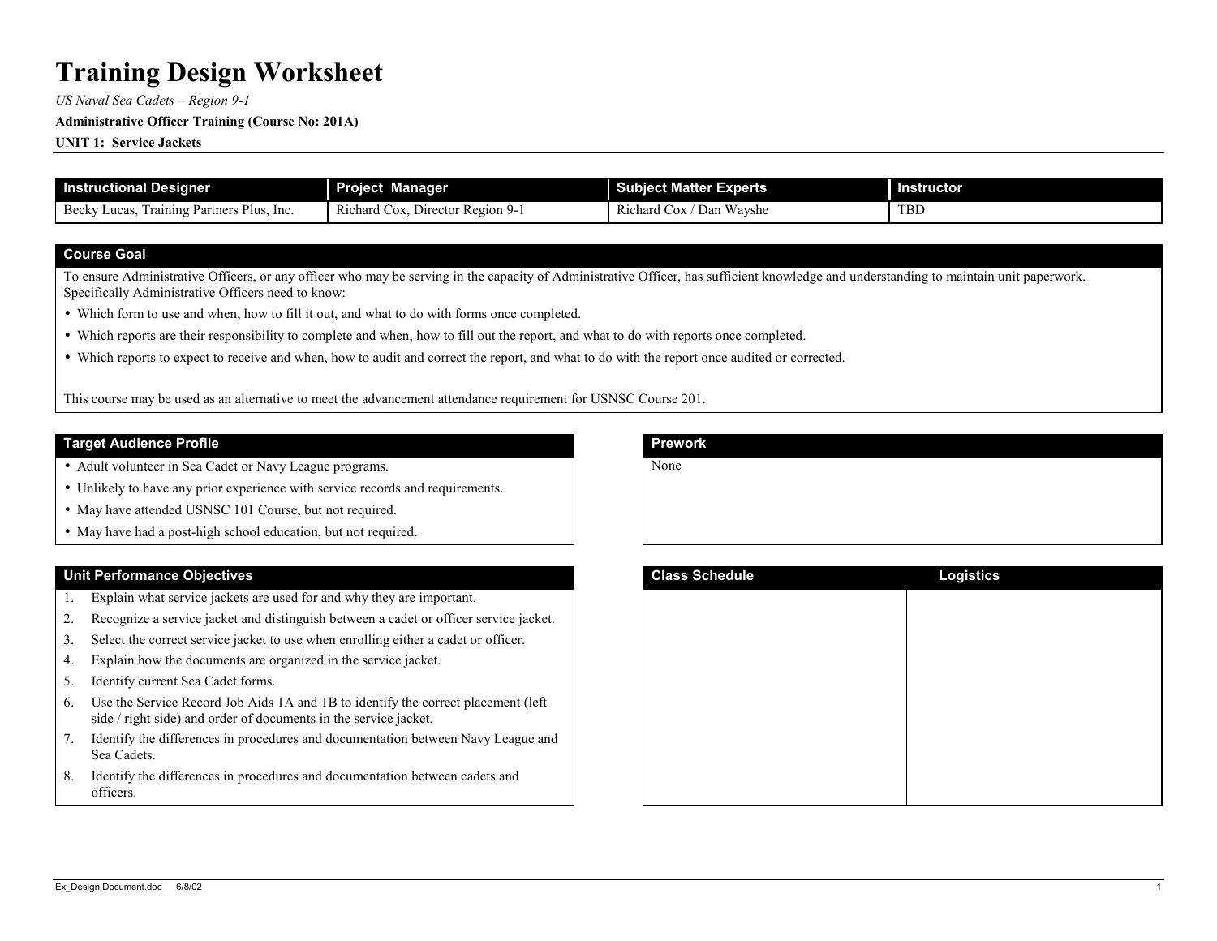# Training Design Worksheet

*US Naval Sea Cadets – Region 9-1*

**Administrative Officer Training (Course No: 201A)**

**UNIT 1: Service Jackets**

| Instructional Designer | Project Manager | Subject Matter Experts | Instructor |
|---|---|---|---|
| Becky Lucas, Training Partners Plus, Inc. | Richard Cox, Director Region 9-1 | Richard Cox / Dan Wayshe | TBD |

## Course Goal

To ensure Administrative Officers, or any officer who may be serving in the capacity of Administrative Officer, has sufficient knowledge and understanding to maintain unit paperwork. Specifically Administrative Officers need to know:

- Which form to use and when, how to fill it out, and what to do with forms once completed.
- Which reports are their responsibility to complete and when, how to fill out the report, and what to do with reports once completed.
- Which reports to expect to receive and when, how to audit and correct the report, and what to do with the report once audited or corrected.

This course may be used as an alternative to meet the advancement attendance requirement for USNSC Course 201.

## Target Audience Profile

- Adult volunteer in Sea Cadet or Navy League programs.
- Unlikely to have any prior experience with service records and requirements.
- May have attended USNSC 101 Course, but not required.
- May have had a post-high school education, but not required.

## Prework

None

## Unit Performance Objectives

1. Explain what service jackets are used for and why they are important.
2. Recognize a service jacket and distinguish between a cadet or officer service jacket.
3. Select the correct service jacket to use when enrolling either a cadet or officer.
4. Explain how the documents are organized in the service jacket.
5. Identify current Sea Cadet forms.
6. Use the Service Record Job Aids 1A and 1B to identify the correct placement (left side / right side) and order of documents in the service jacket.
7. Identify the differences in procedures and documentation between Navy League and Sea Cadets.
8. Identify the differences in procedures and documentation between cadets and officers.

| Class Schedule | Logistics |
|---|---|
| | |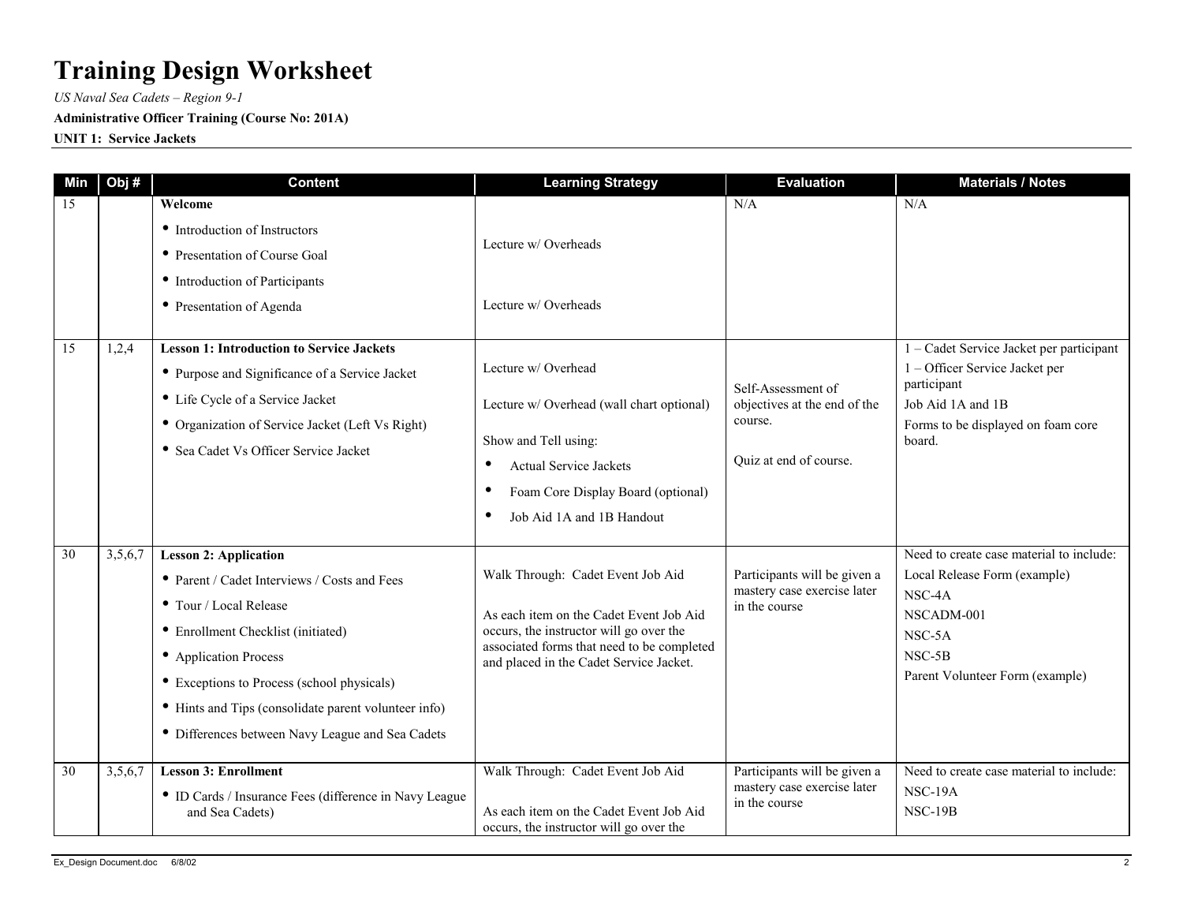# Training Design Worksheet

*US Naval Sea Cadets – Region 9-1*

**Administrative Officer Training (Course No: 201A)**

**UNIT 1: Service Jackets**

| Min | Obj # | Content | Learning Strategy | Evaluation | Materials / Notes |
|---|---|---|---|---|---|
| 15 | | **Welcome**<br>• Introduction of Instructors<br>• Presentation of Course Goal<br>• Introduction of Participants<br>• Presentation of Agenda | Lecture w/ Overheads<br><br>Lecture w/ Overheads | N/A | N/A |
| 15 | 1,2,4 | **Lesson 1: Introduction to Service Jackets**<br>• Purpose and Significance of a Service Jacket<br>• Life Cycle of a Service Jacket<br>• Organization of Service Jacket (Left Vs Right)<br>• Sea Cadet Vs Officer Service Jacket | Lecture w/ Overhead<br><br>Lecture w/ Overhead (wall chart optional)<br><br>Show and Tell using:<br>• Actual Service Jackets<br>• Foam Core Display Board (optional)<br>• Job Aid 1A and 1B Handout | Self-Assessment of objectives at the end of the course.<br><br>Quiz at end of course. | 1 – Cadet Service Jacket per participant<br>1 – Officer Service Jacket per participant<br>Job Aid 1A and 1B<br>Forms to be displayed on foam core board. |
| 30 | 3,5,6,7 | **Lesson 2: Application**<br>• Parent / Cadet Interviews / Costs and Fees<br>• Tour / Local Release<br>• Enrollment Checklist (initiated)<br>• Application Process<br>• Exceptions to Process (school physicals)<br>• Hints and Tips (consolidate parent volunteer info)<br>• Differences between Navy League and Sea Cadets | Walk Through: Cadet Event Job Aid<br><br>As each item on the Cadet Event Job Aid occurs, the instructor will go over the associated forms that need to be completed and placed in the Cadet Service Jacket. | Participants will be given a mastery case exercise later in the course | Need to create case material to include:<br>Local Release Form (example)<br>NSC-4A<br>NSCADM-001<br>NSC-5A<br>NSC-5B<br>Parent Volunteer Form (example) |
| 30 | 3,5,6,7 | **Lesson 3: Enrollment**<br>• ID Cards / Insurance Fees (difference in Navy League and Sea Cadets) | Walk Through: Cadet Event Job Aid<br><br>As each item on the Cadet Event Job Aid occurs, the instructor will go over the | Participants will be given a mastery case exercise later in the course | Need to create case material to include:<br>NSC-19A<br>NSC-19B |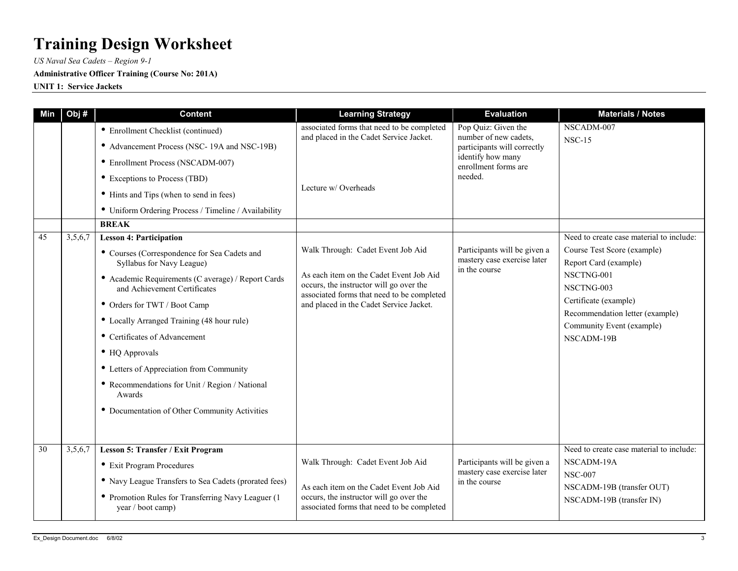# Training Design Worksheet

*US Naval Sea Cadets – Region 9-1*

**Administrative Officer Training (Course No: 201A)**

**UNIT 1: Service Jackets**

| Min | Obj # | Content | Learning Strategy | Evaluation | Materials / Notes |
|---|---|---|---|---|---|
| | | • Enrollment Checklist (continued)<br>• Advancement Process (NSC- 19A and NSC-19B)<br>• Enrollment Process (NSCADM-007)<br>• Exceptions to Process (TBD)<br>• Hints and Tips (when to send in fees)<br>• Uniform Ordering Process / Timeline / Availability | associated forms that need to be completed and placed in the Cadet Service Jacket.<br><br>Lecture w/ Overheads | Pop Quiz: Given the number of new cadets, participants will correctly identify how many enrollment forms are needed. | NSCADM-007<br>NSC-15 |
| | | **BREAK** | | | |
| 45 | 3,5,6,7 | **Lesson 4: Participation**<br>• Courses (Correspondence for Sea Cadets and Syllabus for Navy League)<br>• Academic Requirements (C average) / Report Cards and Achievement Certificates<br>• Orders for TWT / Boot Camp<br>• Locally Arranged Training (48 hour rule)<br>• Certificates of Advancement<br>• HQ Approvals<br>• Letters of Appreciation from Community<br>• Recommendations for Unit / Region / National Awards<br>• Documentation of Other Community Activities | Walk Through: Cadet Event Job Aid<br><br>As each item on the Cadet Event Job Aid occurs, the instructor will go over the associated forms that need to be completed and placed in the Cadet Service Jacket. | Participants will be given a mastery case exercise later in the course | Need to create case material to include:<br>Course Test Score (example)<br>Report Card (example)<br>NSCTNG-001<br>NSCTNG-003<br>Certificate (example)<br>Recommendation letter (example)<br>Community Event (example)<br>NSCADM-19B |
| 30 | 3,5,6,7 | **Lesson 5: Transfer / Exit Program**<br>• Exit Program Procedures<br>• Navy League Transfers to Sea Cadets (prorated fees)<br>• Promotion Rules for Transferring Navy Leaguer (1 year / boot camp) | Walk Through: Cadet Event Job Aid<br><br>As each item on the Cadet Event Job Aid occurs, the instructor will go over the associated forms that need to be completed | Participants will be given a mastery case exercise later in the course | Need to create case material to include:<br>NSCADM-19A<br>NSC-007<br>NSCADM-19B (transfer OUT)<br>NSCADM-19B (transfer IN) |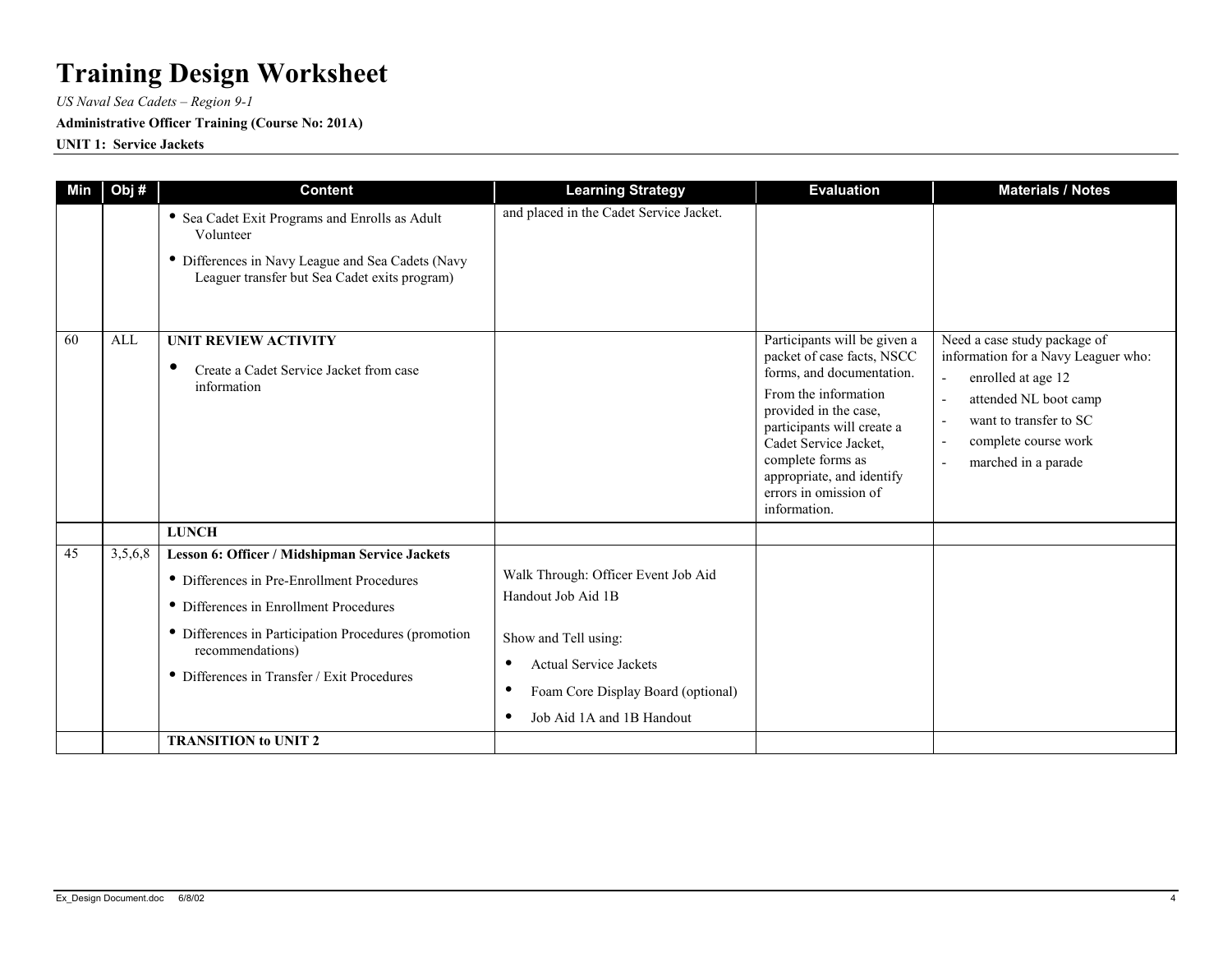# Training Design Worksheet

*US Naval Sea Cadets – Region 9-1*

**Administrative Officer Training (Course No: 201A)**

**UNIT 1: Service Jackets**

| Min | Obj # | Content | Learning Strategy | Evaluation | Materials / Notes |
|---|---|---|---|---|---|
| | | • Sea Cadet Exit Programs and Enrolls as Adult Volunteer<br>• Differences in Navy League and Sea Cadets (Navy Leaguer transfer but Sea Cadet exits program) | and placed in the Cadet Service Jacket. | | |
| 60 | ALL | **UNIT REVIEW ACTIVITY**<br>• Create a Cadet Service Jacket from case information | | Participants will be given a packet of case facts, NSCC forms, and documentation.<br>From the information provided in the case, participants will create a Cadet Service Jacket, complete forms as appropriate, and identify errors in omission of information. | Need a case study package of information for a Navy Leaguer who:<br>- enrolled at age 12<br>- attended NL boot camp<br>- want to transfer to SC<br>- complete course work<br>- marched in a parade |
| | | **LUNCH** | | | |
| 45 | 3,5,6,8 | **Lesson 6: Officer / Midshipman Service Jackets**<br>• Differences in Pre-Enrollment Procedures<br>• Differences in Enrollment Procedures<br>• Differences in Participation Procedures (promotion recommendations)<br>• Differences in Transfer / Exit Procedures | Walk Through: Officer Event Job Aid Handout Job Aid 1B<br><br>Show and Tell using:<br>• Actual Service Jackets<br>• Foam Core Display Board (optional)<br>• Job Aid 1A and 1B Handout | | |
| | | **TRANSITION to UNIT 2** | | | |